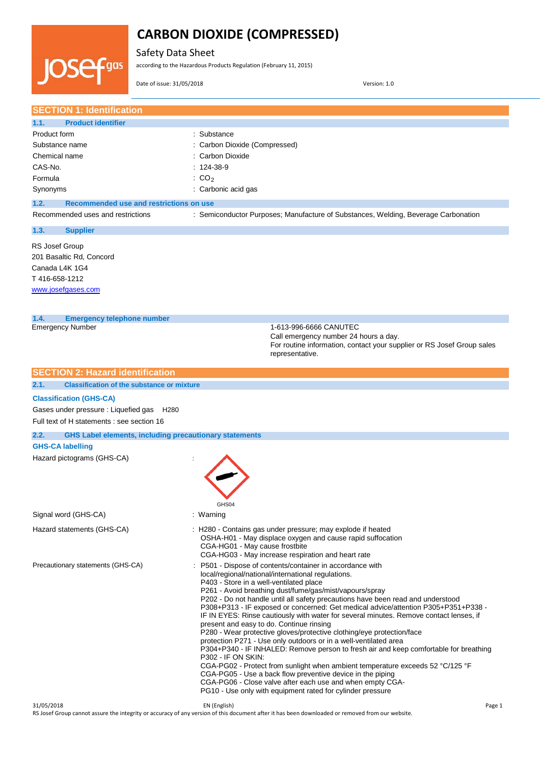# CARBON DIOXIDE (COMPRESSED)

Safety Data Sheet

according to the Hazardous Products Regulation (February 11, 2015)

Date of issue: 31/05/2018 Version: 1.0

## SECTION 1: Identification

### 1.1. Product identifier

| | |
|---|---|
| Product form | : Substance |
| Substance name | : Carbon Dioxide (Compressed) |
| Chemical name | : Carbon Dioxide |
| CAS-No. | : 124-38-9 |
| Formula | : $CO_2$ |
| Synonyms | : Carbonic acid gas |

### 1.2. Recommended use and restrictions on use

| | |
|---|---|
| Recommended uses and restrictions | : Semiconductor Purposes; Manufacture of Substances, Welding, Beverage Carbonation |

### 1.3. Supplier

RS Josef Group
201 Basaltic Rd, Concord
Canada L4K 1G4
T 416-658-1212
www.josefgases.com

### 1.4. Emergency telephone number

| | |
|---|---|
| Emergency Number | 1-613-996-6666 CANUTEC<br>Call emergency number 24 hours a day.<br>For routine information, contact your supplier or RS Josef Group sales representative. |

## SECTION 2: Hazard identification

### 2.1. Classification of the substance or mixture

**Classification (GHS-CA)**

Gases under pressure : Liquefied gas H280

Full text of H statements : see section 16

### 2.2. GHS Label elements, including precautionary statements

**GHS-CA labelling**

| | |
|---|---|
| Hazard pictograms (GHS-CA) | : GHS04 |
| Signal word (GHS-CA) | : Warning |
| Hazard statements (GHS-CA) | : H280 - Contains gas under pressure; may explode if heated<br>OSHA-H01 - May displace oxygen and cause rapid suffocation<br>CGA-HG01 - May cause frostbite<br>CGA-HG03 - May increase respiration and heart rate |
| Precautionary statements (GHS-CA) | : P501 - Dispose of contents/container in accordance with local/regional/national/international regulations.<br>P403 - Store in a well-ventilated place<br>P261 - Avoid breathing dust/fume/gas/mist/vapours/spray<br>P202 - Do not handle until all safety precautions have been read and understood<br>P308+P313 - IF exposed or concerned: Get medical advice/attention P305+P351+P338 - IF IN EYES: Rinse cautiously with water for several minutes. Remove contact lenses, if present and easy to do. Continue rinsing<br>P280 - Wear protective gloves/protective clothing/eye protection/face protection P271 - Use only outdoors or in a well-ventilated area<br>P304+P340 - IF INHALED: Remove person to fresh air and keep comfortable for breathing P302 - IF ON SKIN:<br>CGA-PG02 - Protect from sunlight when ambient temperature exceeds 52 °C/125 °F<br>CGA-PG05 - Use a back flow preventive device in the piping<br>CGA-PG06 - Close valve after each use and when empty CGA-PG10 - Use only with equipment rated for cylinder pressure |

RS Josef Group cannot assure the integrity or accuracy of any version of this document after it has been downloaded or removed from our website.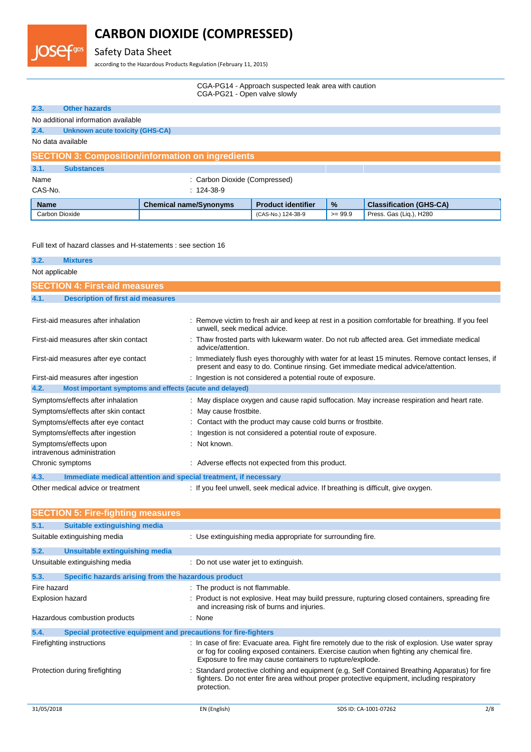CGA-PG14 - Approach suspected leak area with caution
CGA-PG21 - Open valve slowly

### 2.3. Other hazards

No additional information available

### 2.4. Unknown acute toxicity (GHS-CA)

No data available

## SECTION 3: Composition/information on ingredients

### 3.1. Substances

Name : Carbon Dioxide (Compressed)

CAS-No. : 124-38-9

| Name | Chemical name/Synonyms | Product identifier | % | Classification (GHS-CA) |
|---|---|---|---|---|
| Carbon Dioxide | | (CAS-No.) 124-38-9 | >= 99.9 | Press. Gas (Liq.), H280 |

Full text of hazard classes and H-statements : see section 16

### 3.2. Mixtures

Not applicable

## SECTION 4: First-aid measures

### 4.1. Description of first aid measures

First-aid measures after inhalation : Remove victim to fresh air and keep at rest in a position comfortable for breathing. If you feel unwell, seek medical advice.

First-aid measures after skin contact : Thaw frosted parts with lukewarm water. Do not rub affected area. Get immediate medical advice/attention.

First-aid measures after eye contact : Immediately flush eyes thoroughly with water for at least 15 minutes. Remove contact lenses, if present and easy to do. Continue rinsing. Get immediate medical advice/attention.

First-aid measures after ingestion : Ingestion is not considered a potential route of exposure.

### 4.2. Most important symptoms and effects (acute and delayed)

Symptoms/effects after inhalation : May displace oxygen and cause rapid suffocation. May increase respiration and heart rate.

Symptoms/effects after skin contact : May cause frostbite.

Symptoms/effects after eye contact : Contact with the product may cause cold burns or frostbite.

Symptoms/effects after ingestion : Ingestion is not considered a potential route of exposure.

Symptoms/effects upon intravenous administration : Not known.

Chronic symptoms : Adverse effects not expected from this product.

### 4.3. Immediate medical attention and special treatment, if necessary

Other medical advice or treatment : If you feel unwell, seek medical advice. If breathing is difficult, give oxygen.

## SECTION 5: Fire-fighting measures

### 5.1. Suitable extinguishing media

Suitable extinguishing media : Use extinguishing media appropriate for surrounding fire.

### 5.2. Unsuitable extinguishing media

Unsuitable extinguishing media : Do not use water jet to extinguish.

### 5.3. Specific hazards arising from the hazardous product

Fire hazard : The product is not flammable.

Explosion hazard : Product is not explosive. Heat may build pressure, rupturing closed containers, spreading fire and increasing risk of burns and injuries.

Hazardous combustion products : None

### 5.4. Special protective equipment and precautions for fire-fighters

Firefighting instructions : In case of fire: Evacuate area. Fight fire remotely due to the risk of explosion. Use water spray or fog for cooling exposed containers. Exercise caution when fighting any chemical fire. Exposure to fire may cause containers to rupture/explode.

Protection during firefighting : Standard protective clothing and equipment (e.g, Self Contained Breathing Apparatus) for fire fighters. Do not enter fire area without proper protective equipment, including respiratory protection.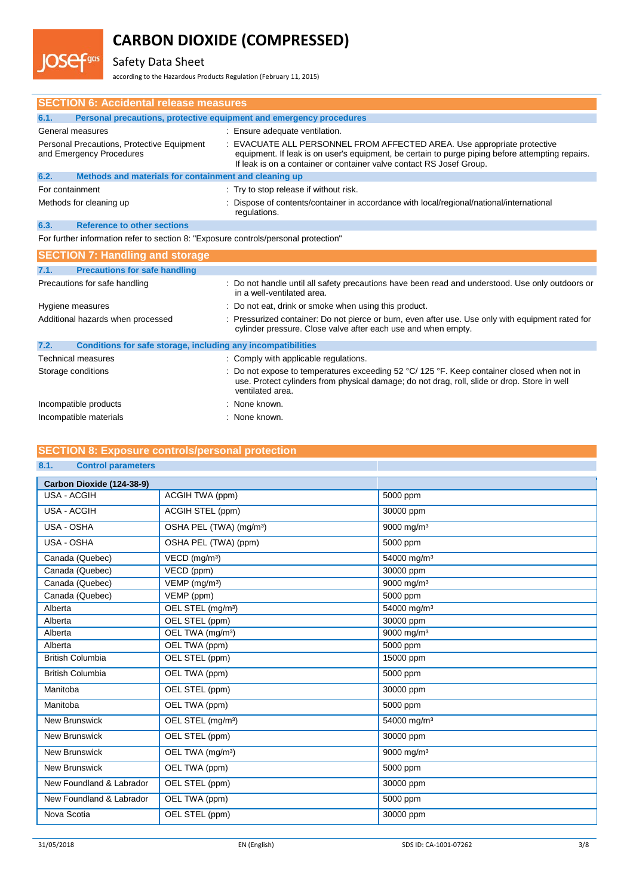## SECTION 6: Accidental release measures

### 6.1. Personal precautions, protective equipment and emergency procedures

General measures : Ensure adequate ventilation.

Personal Precautions, Protective Equipment and Emergency Procedures : EVACUATE ALL PERSONNEL FROM AFFECTED AREA. Use appropriate protective equipment. If leak is on user's equipment, be certain to purge piping before attempting repairs. If leak is on a container or container valve contact RS Josef Group.

### 6.2. Methods and materials for containment and cleaning up

For containment : Try to stop release if without risk.

Methods for cleaning up : Dispose of contents/container in accordance with local/regional/national/international regulations.

### 6.3. Reference to other sections

For further information refer to section 8: "Exposure controls/personal protection"

## SECTION 7: Handling and storage

### 7.1. Precautions for safe handling

Precautions for safe handling : Do not handle until all safety precautions have been read and understood. Use only outdoors or in a well-ventilated area.

Hygiene measures : Do not eat, drink or smoke when using this product.

Additional hazards when processed : Pressurized container: Do not pierce or burn, even after use. Use only with equipment rated for cylinder pressure. Close valve after each use and when empty.

### 7.2. Conditions for safe storage, including any incompatibilities

Technical measures : Comply with applicable regulations.

Storage conditions : Do not expose to temperatures exceeding 52 °C/ 125 °F. Keep container closed when not in use. Protect cylinders from physical damage; do not drag, roll, slide or drop. Store in well ventilated area.

Incompatible products : None known.

Incompatible materials : None known.

## SECTION 8: Exposure controls/personal protection

### 8.1. Control parameters

| Carbon Dioxide (124-38-9) | | |
|---|---|---|
| USA - ACGIH | ACGIH TWA (ppm) | 5000 ppm |
| USA - ACGIH | ACGIH STEL (ppm) | 30000 ppm |
| USA - OSHA | OSHA PEL (TWA) (mg/m³) | 9000 mg/m³ |
| USA - OSHA | OSHA PEL (TWA) (ppm) | 5000 ppm |
| Canada (Quebec) | VECD (mg/m³) | 54000 mg/m³ |
| Canada (Quebec) | VECD (ppm) | 30000 ppm |
| Canada (Quebec) | VEMP (mg/m³) | 9000 mg/m³ |
| Canada (Quebec) | VEMP (ppm) | 5000 ppm |
| Alberta | OEL STEL (mg/m³) | 54000 mg/m³ |
| Alberta | OEL STEL (ppm) | 30000 ppm |
| Alberta | OEL TWA (mg/m³) | 9000 mg/m³ |
| Alberta | OEL TWA (ppm) | 5000 ppm |
| British Columbia | OEL STEL (ppm) | 15000 ppm |
| British Columbia | OEL TWA (ppm) | 5000 ppm |
| Manitoba | OEL STEL (ppm) | 30000 ppm |
| Manitoba | OEL TWA (ppm) | 5000 ppm |
| New Brunswick | OEL STEL (mg/m³) | 54000 mg/m³ |
| New Brunswick | OEL STEL (ppm) | 30000 ppm |
| New Brunswick | OEL TWA (mg/m³) | 9000 mg/m³ |
| New Brunswick | OEL TWA (ppm) | 5000 ppm |
| New Foundland & Labrador | OEL STEL (ppm) | 30000 ppm |
| New Foundland & Labrador | OEL TWA (ppm) | 5000 ppm |
| Nova Scotia | OEL STEL (ppm) | 30000 ppm |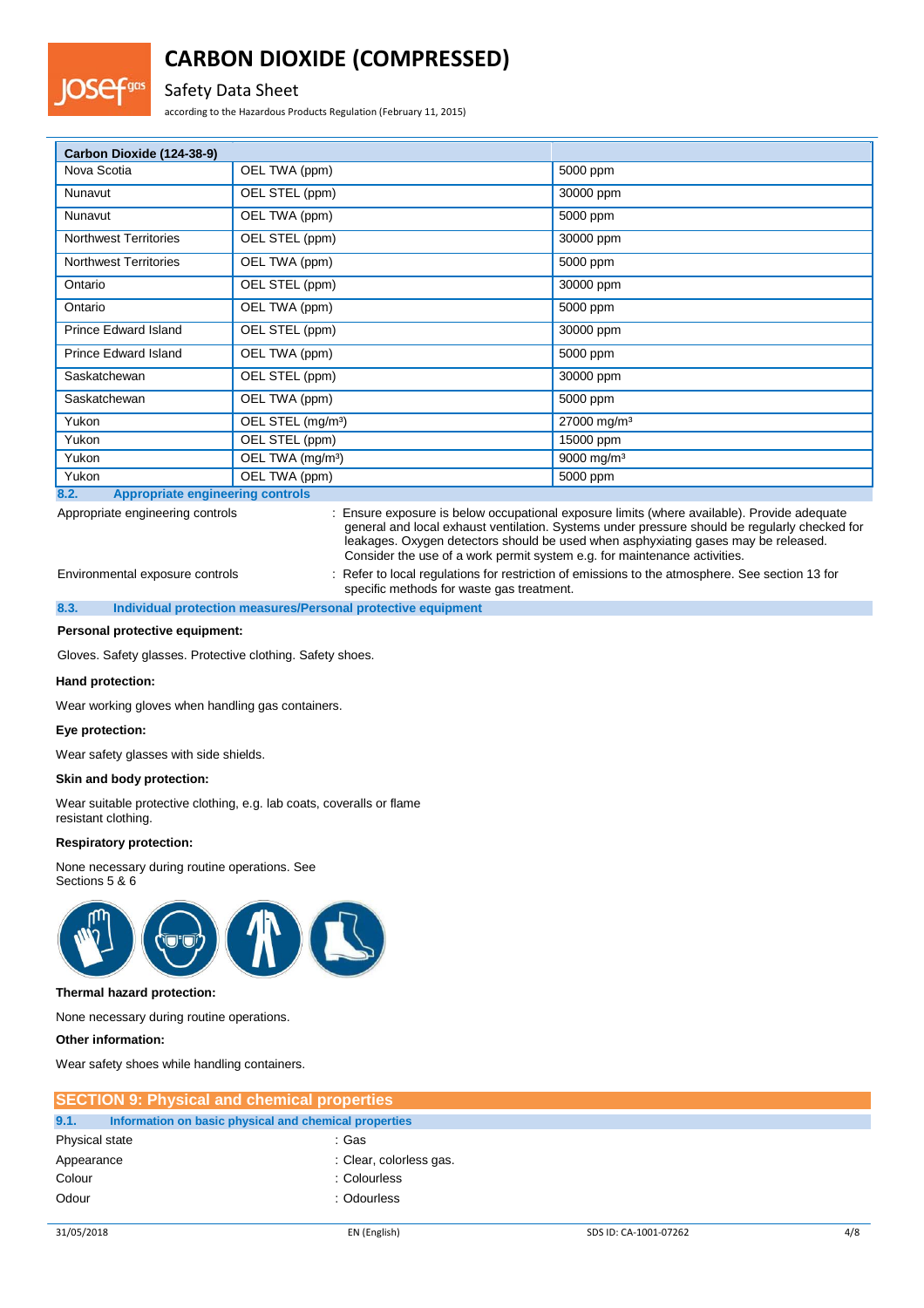| Carbon Dioxide (124-38-9) | | |
|---|---|---|
| Nova Scotia | OEL TWA (ppm) | 5000 ppm |
| Nunavut | OEL STEL (ppm) | 30000 ppm |
| Nunavut | OEL TWA (ppm) | 5000 ppm |
| Northwest Territories | OEL STEL (ppm) | 30000 ppm |
| Northwest Territories | OEL TWA (ppm) | 5000 ppm |
| Ontario | OEL STEL (ppm) | 30000 ppm |
| Ontario | OEL TWA (ppm) | 5000 ppm |
| Prince Edward Island | OEL STEL (ppm) | 30000 ppm |
| Prince Edward Island | OEL TWA (ppm) | 5000 ppm |
| Saskatchewan | OEL STEL (ppm) | 30000 ppm |
| Saskatchewan | OEL TWA (ppm) | 5000 ppm |
| Yukon | OEL STEL (mg/m³) | 27000 mg/m³ |
| Yukon | OEL STEL (ppm) | 15000 ppm |
| Yukon | OEL TWA (mg/m³) | 9000 mg/m³ |
| Yukon | OEL TWA (ppm) | 5000 ppm |

### 8.2. Appropriate engineering controls

Appropriate engineering controls : Ensure exposure is below occupational exposure limits (where available). Provide adequate general and local exhaust ventilation. Systems under pressure should be regularly checked for leakages. Oxygen detectors should be used when asphyxiating gases may be released. Consider the use of a work permit system e.g. for maintenance activities.

Environmental exposure controls : Refer to local regulations for restriction of emissions to the atmosphere. See section 13 for specific methods for waste gas treatment.

### 8.3. Individual protection measures/Personal protective equipment

**Personal protective equipment:**

Gloves. Safety glasses. Protective clothing. Safety shoes.

**Hand protection:**

Wear working gloves when handling gas containers.

**Eye protection:**

Wear safety glasses with side shields.

**Skin and body protection:**

Wear suitable protective clothing, e.g. lab coats, coveralls or flame resistant clothing.

**Respiratory protection:**

None necessary during routine operations. See Sections 5 & 6

**Thermal hazard protection:**

None necessary during routine operations.

**Other information:**

Wear safety shoes while handling containers.

## SECTION 9: Physical and chemical properties

### 9.1. Information on basic physical and chemical properties

Physical state : Gas

Appearance : Clear, colorless gas.

Colour : Colourless

Odour : Odourless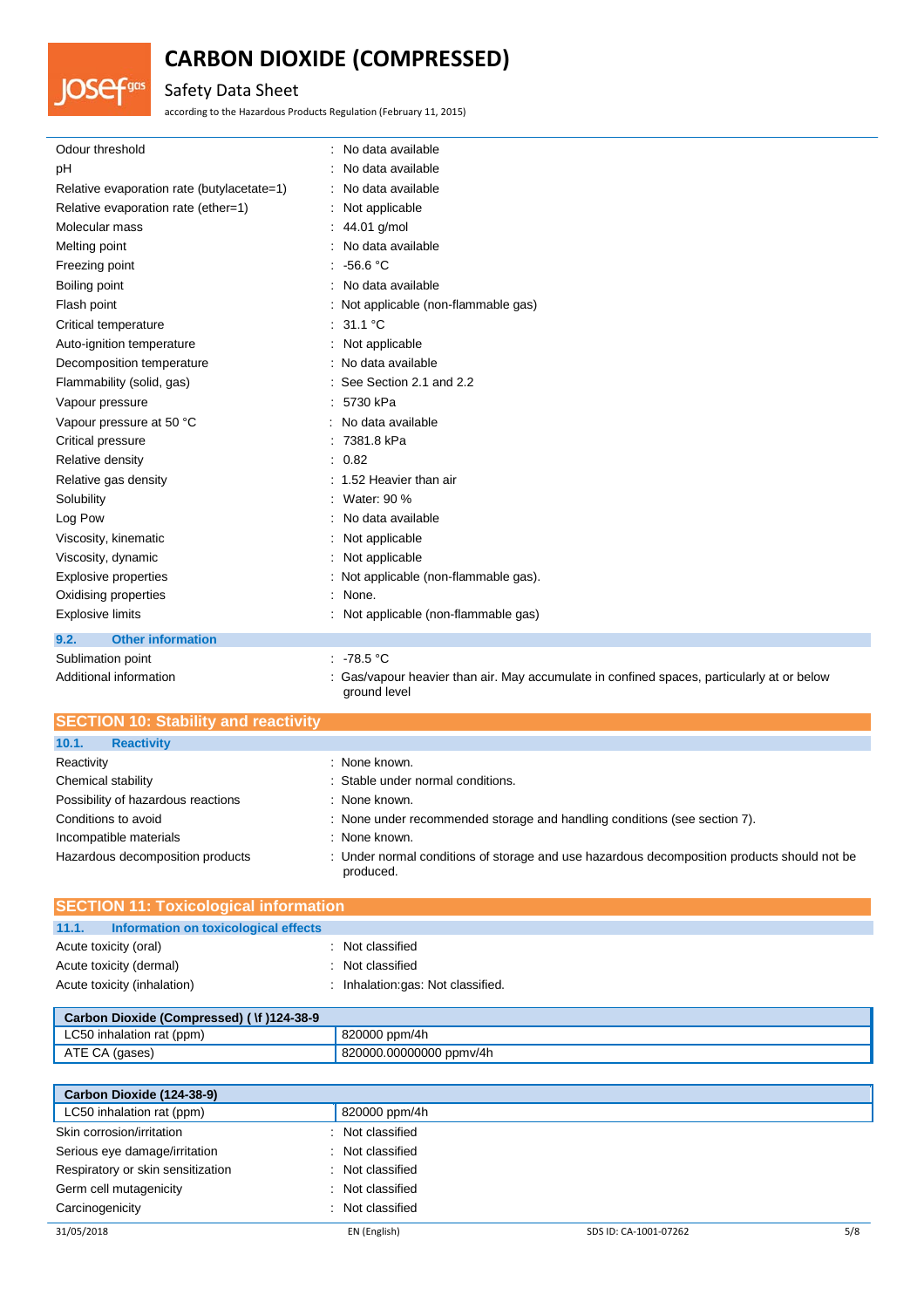| | |
|---|---|
| Odour threshold | : No data available |
| pH | : No data available |
| Relative evaporation rate (butylacetate=1) | : No data available |
| Relative evaporation rate (ether=1) | : Not applicable |
| Molecular mass | : 44.01 g/mol |
| Melting point | : No data available |
| Freezing point | : -56.6 °C |
| Boiling point | : No data available |
| Flash point | : Not applicable (non-flammable gas) |
| Critical temperature | : 31.1 °C |
| Auto-ignition temperature | : Not applicable |
| Decomposition temperature | : No data available |
| Flammability (solid, gas) | : See Section 2.1 and 2.2 |
| Vapour pressure | : 5730 kPa |
| Vapour pressure at 50 °C | : No data available |
| Critical pressure | : 7381.8 kPa |
| Relative density | : 0.82 |
| Relative gas density | : 1.52 Heavier than air |
| Solubility | : Water: 90 % |
| Log Pow | : No data available |
| Viscosity, kinematic | : Not applicable |
| Viscosity, dynamic | : Not applicable |
| Explosive properties | : Not applicable (non-flammable gas). |
| Oxidising properties | : None. |
| Explosive limits | : Not applicable (non-flammable gas) |

### 9.2. Other information

| | |
|---|---|
| Sublimation point | : -78.5 °C |
| Additional information | : Gas/vapour heavier than air. May accumulate in confined spaces, particularly at or below ground level |

## SECTION 10: Stability and reactivity

### 10.1. Reactivity

| | |
|---|---|
| Reactivity | : None known. |
| Chemical stability | : Stable under normal conditions. |
| Possibility of hazardous reactions | : None known. |
| Conditions to avoid | : None under recommended storage and handling conditions (see section 7). |
| Incompatible materials | : None known. |
| Hazardous decomposition products | : Under normal conditions of storage and use hazardous decomposition products should not be produced. |

## SECTION 11: Toxicological information

### 11.1. Information on toxicological effects

| | |
|---|---|
| Acute toxicity (oral) | : Not classified |
| Acute toxicity (dermal) | : Not classified |
| Acute toxicity (inhalation) | : Inhalation:gas: Not classified. |

| Carbon Dioxide (Compressed) ( \f )124-38-9 | |
|---|---|
| LC50 inhalation rat (ppm) | 820000 ppm/4h |
| ATE CA (gases) | 820000.00000000 ppmv/4h |

| Carbon Dioxide (124-38-9) | |
|---|---|
| LC50 inhalation rat (ppm) | 820000 ppm/4h |

| | |
|---|---|
| Skin corrosion/irritation | : Not classified |
| Serious eye damage/irritation | : Not classified |
| Respiratory or skin sensitization | : Not classified |
| Germ cell mutagenicity | : Not classified |
| Carcinogenicity | : Not classified |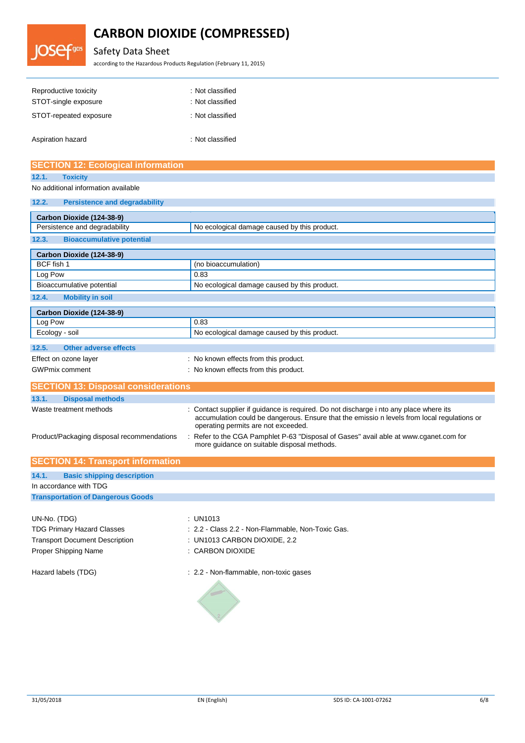| | |
|---|---|
| Reproductive toxicity | : Not classified |
| STOT-single exposure | : Not classified |
| STOT-repeated exposure | : Not classified |
| Aspiration hazard | : Not classified |

## SECTION 12: Ecological information

### 12.1. Toxicity

No additional information available

### 12.2. Persistence and degradability

| Carbon Dioxide (124-38-9) | |
|---|---|
| Persistence and degradability | No ecological damage caused by this product. |

### 12.3. Bioaccumulative potential

| Carbon Dioxide (124-38-9) | |
|---|---|
| BCF fish 1 | (no bioaccumulation) |
| Log Pow | 0.83 |
| Bioaccumulative potential | No ecological damage caused by this product. |

### 12.4. Mobility in soil

| Carbon Dioxide (124-38-9) | |
|---|---|
| Log Pow | 0.83 |
| Ecology - soil | No ecological damage caused by this product. |

### 12.5. Other adverse effects

| | |
|---|---|
| Effect on ozone layer | : No known effects from this product. |
| GWPmix comment | : No known effects from this product. |

## SECTION 13: Disposal considerations

### 13.1. Disposal methods

| | |
|---|---|
| Waste treatment methods | : Contact supplier if guidance is required. Do not discharge i nto any place where its accumulation could be dangerous. Ensure that the emissio n levels from local regulations or operating permits are not exceeded. |
| Product/Packaging disposal recommendations | : Refer to the CGA Pamphlet P-63 "Disposal of Gases" avail able at www.cganet.com for more guidance on suitable disposal methods. |

## SECTION 14: Transport information

### 14.1. Basic shipping description

In accordance with TDG

**Transportation of Dangerous Goods**

| | |
|---|---|
| UN-No. (TDG) | : UN1013 |
| TDG Primary Hazard Classes | : 2.2 - Class 2.2 - Non-Flammable, Non-Toxic Gas. |
| Transport Document Description | : UN1013 CARBON DIOXIDE, 2.2 |
| Proper Shipping Name | : CARBON DIOXIDE |
| Hazard labels (TDG) | : 2.2 - Non-flammable, non-toxic gases |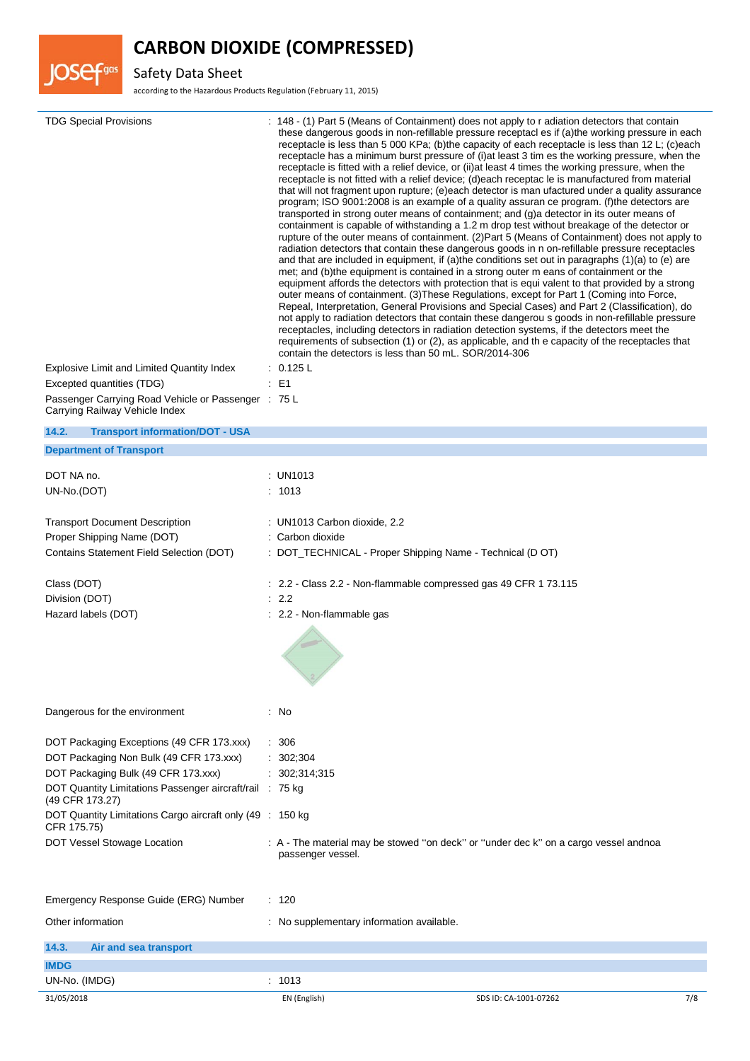| | |
|---|---|
| TDG Special Provisions | : 148 - (1) Part 5 (Means of Containment) does not apply to r adiation detectors that contain these dangerous goods in non-refillable pressure receptacl es if (a)the working pressure in each receptacle is less than 5 000 KPa; (b)the capacity of each receptacle is less than 12 L; (c)each receptacle has a minimum burst pressure of (i)at least 3 tim es the working pressure, when the receptacle is fitted with a relief device, or (ii)at least 4 times the working pressure, when the receptacle is not fitted with a relief device; (d)each receptac le is manufactured from material that will not fragment upon rupture; (e)each detector is man ufactured under a quality assurance program; ISO 9001:2008 is an example of a quality assuran ce program. (f)the detectors are transported in strong outer means of containment; and (g)a detector in its outer means of containment is capable of withstanding a 1.2 m drop test without breakage of the detector or rupture of the outer means of containment. (2)Part 5 (Means of Containment) does not apply to radiation detectors that contain these dangerous goods in n on-refillable pressure receptacles and that are included in equipment, if (a)the conditions set out in paragraphs (1)(a) to (e) are met; and (b)the equipment is contained in a strong outer m eans of containment or the equipment affords the detectors with protection that is equi valent to that provided by a strong outer means of containment. (3)These Regulations, except for Part 1 (Coming into Force, Repeal, Interpretation, General Provisions and Special Cases) and Part 2 (Classification), do not apply to radiation detectors that contain these dangerou s goods in non-refillable pressure receptacles, including detectors in radiation detection systems, if the detectors meet the requirements of subsection (1) or (2), as applicable, and th e capacity of the receptacles that contain the detectors is less than 50 mL. SOR/2014-306 |
| Explosive Limit and Limited Quantity Index | : 0.125 L |
| Excepted quantities (TDG) | : E1 |
| Passenger Carrying Road Vehicle or Passenger Carrying Railway Vehicle Index | : 75 L |

## 14.2. Transport information/DOT - USA

### Department of Transport

| | |
|---|---|
| DOT NA no. | : UN1013 |
| UN-No.(DOT) | : 1013 |
| Transport Document Description | : UN1013 Carbon dioxide, 2.2 |
| Proper Shipping Name (DOT) | : Carbon dioxide |
| Contains Statement Field Selection (DOT) | : DOT_TECHNICAL - Proper Shipping Name - Technical (D OT) |
| Class (DOT) | : 2.2 - Class 2.2 - Non-flammable compressed gas 49 CFR 1 73.115 |
| Division (DOT) | : 2.2 |
| Hazard labels (DOT) | : 2.2 - Non-flammable gas |
| Dangerous for the environment | : No |
| DOT Packaging Exceptions (49 CFR 173.xxx) | : 306 |
| DOT Packaging Non Bulk (49 CFR 173.xxx) | : 302;304 |
| DOT Packaging Bulk (49 CFR 173.xxx) | : 302;314;315 |
| DOT Quantity Limitations Passenger aircraft/rail (49 CFR 173.27) | : 75 kg |
| DOT Quantity Limitations Cargo aircraft only (49 CFR 175.75) | : 150 kg |
| DOT Vessel Stowage Location | : A - The material may be stowed "on deck" or "under dec k" on a cargo vessel andnoa passenger vessel. |
| Emergency Response Guide (ERG) Number | : 120 |
| Other information | : No supplementary information available. |

## 14.3. Air and sea transport

### IMDG

| | |
|---|---|
| UN-No. (IMDG) | : 1013 |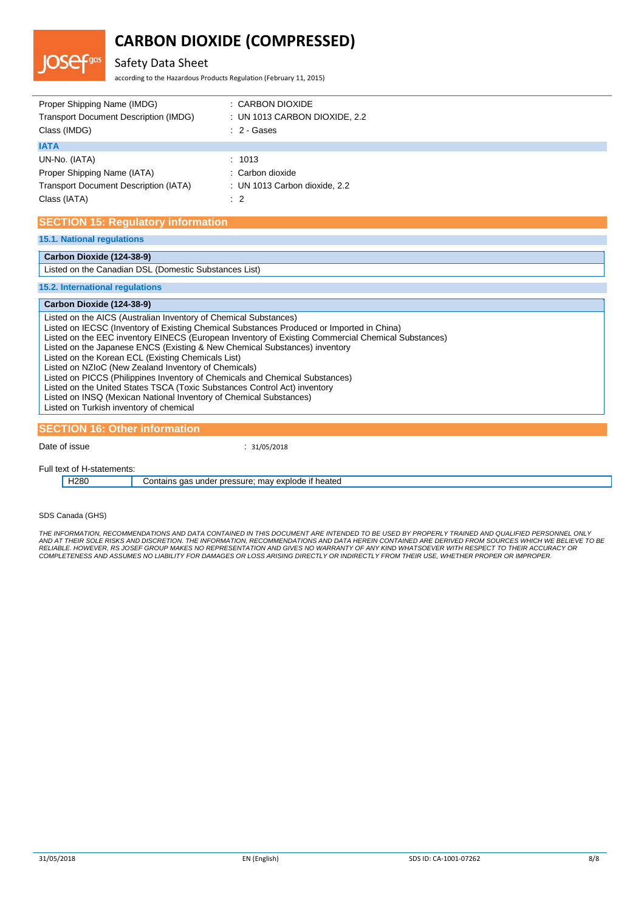| | |
|---|---|
| Proper Shipping Name (IMDG) | : CARBON DIOXIDE |
| Transport Document Description (IMDG) | : UN 1013 CARBON DIOXIDE, 2.2 |
| Class (IMDG) | : 2 - Gases |

**IATA**

| | |
|---|---|
| UN-No. (IATA) | : 1013 |
| Proper Shipping Name (IATA) | : Carbon dioxide |
| Transport Document Description (IATA) | : UN 1013 Carbon dioxide, 2.2 |
| Class (IATA) | : 2 |

## SECTION 15: Regulatory information

### 15.1. National regulations

**Carbon Dioxide (124-38-9)**

Listed on the Canadian DSL (Domestic Substances List)

### 15.2. International regulations

**Carbon Dioxide (124-38-9)**

Listed on the AICS (Australian Inventory of Chemical Substances)
Listed on IECSC (Inventory of Existing Chemical Substances Produced or Imported in China)
Listed on the EEC inventory EINECS (European Inventory of Existing Commercial Chemical Substances)
Listed on the Japanese ENCS (Existing & New Chemical Substances) inventory
Listed on the Korean ECL (Existing Chemicals List)
Listed on NZIoC (New Zealand Inventory of Chemicals)
Listed on PICCS (Philippines Inventory of Chemicals and Chemical Substances)
Listed on the United States TSCA (Toxic Substances Control Act) inventory
Listed on INSQ (Mexican National Inventory of Chemical Substances)
Listed on Turkish inventory of chemical

## SECTION 16: Other information

Date of issue : 31/05/2018

Full text of H-statements:

| | |
|---|---|
| H280 | Contains gas under pressure; may explode if heated |

SDS Canada (GHS)

*THE INFORMATION, RECOMMENDATIONS AND DATA CONTAINED IN THIS DOCUMENT ARE INTENDED TO BE USED BY PROPERLY TRAINED AND QUALIFIED PERSONNEL ONLY AND AT THEIR SOLE RISKS AND DISCRETION. THE INFORMATION, RECOMMENDATIONS AND DATA HEREIN CONTAINED ARE DERIVED FROM SOURCES WHICH WE BELIEVE TO BE RELIABLE. HOWEVER, RS JOSEF GROUP MAKES NO REPRESENTATION AND GIVES NO WARRANTY OF ANY KIND WHATSOEVER WITH RESPECT TO THEIR ACCURACY OR COMPLETENESS AND ASSUMES NO LIABILITY FOR DAMAGES OR LOSS ARISING DIRECTLY OR INDIRECTLY FROM THEIR USE, WHETHER PROPER OR IMPROPER.*